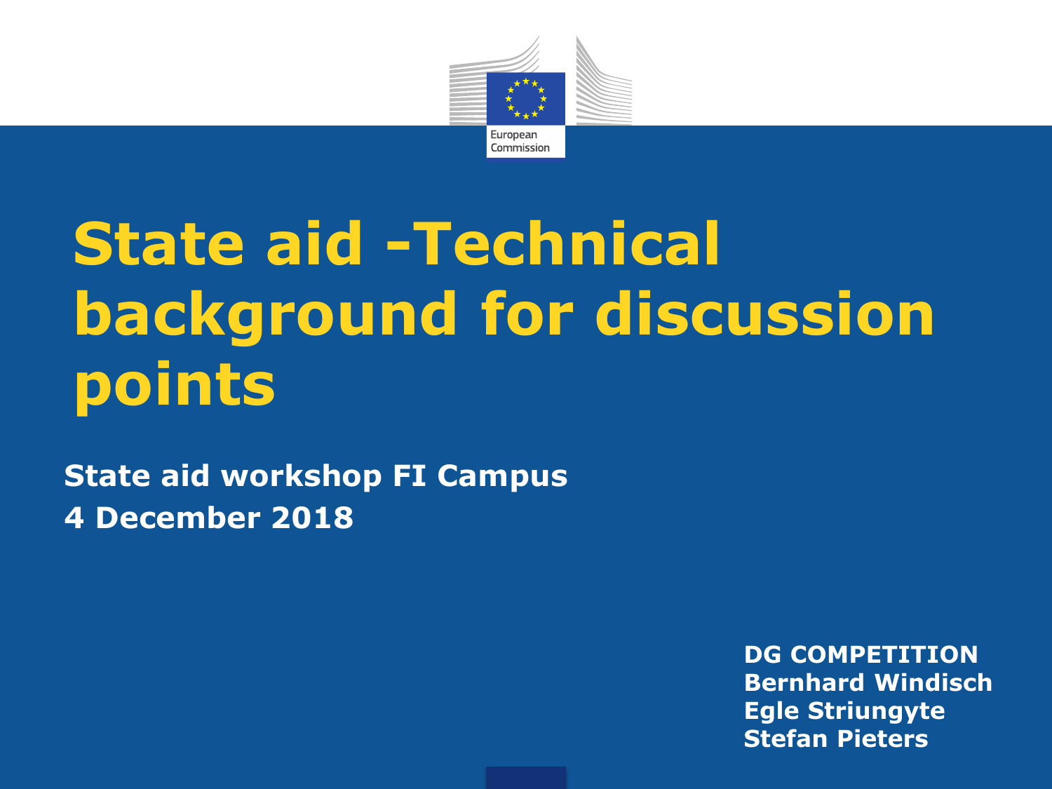# State aid -Technical background for discussion points

**State aid workshop FI Campus**
**4 December 2018**

**DG COMPETITION**
**Bernhard Windisch**
**Egle Striungyte**
**Stefan Pieters**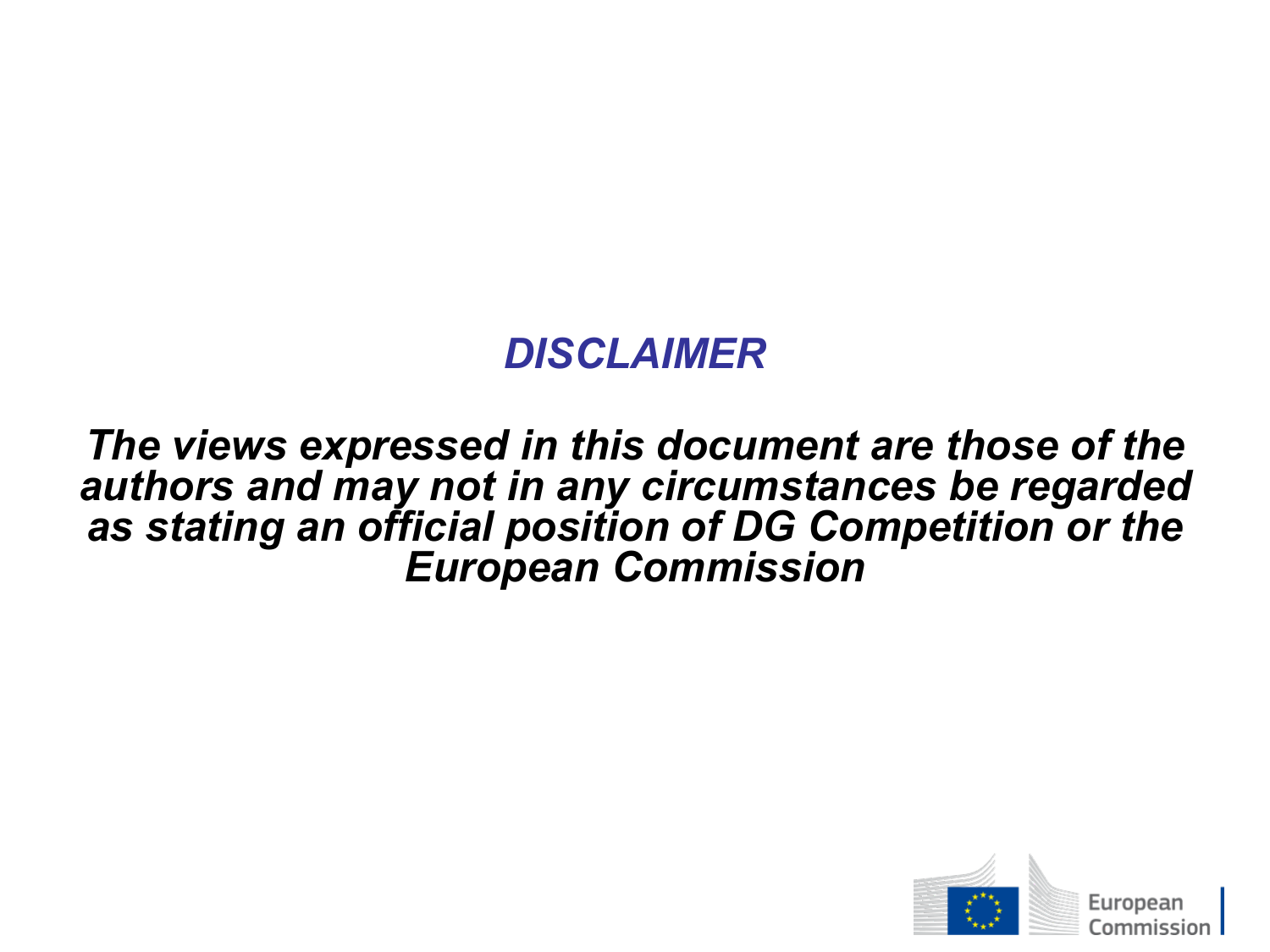## *DISCLAIMER*

***The views expressed in this document are those of the authors and may not in any circumstances be regarded as stating an official position of DG Competition or the European Commission***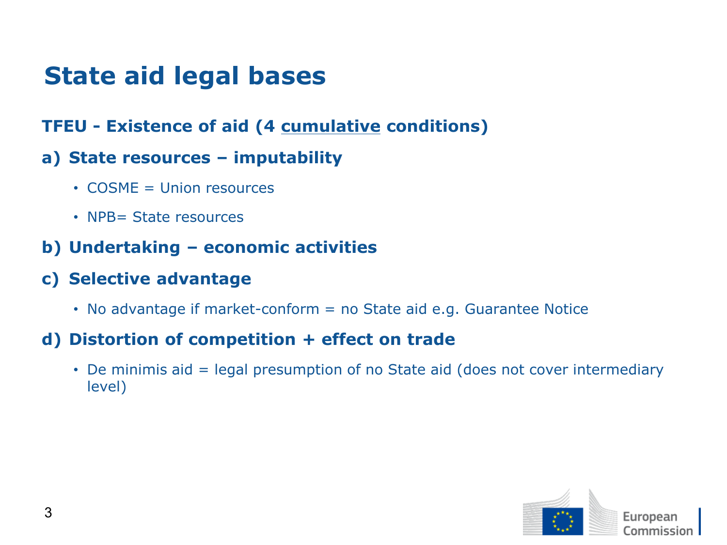# State aid legal bases

**TFEU - Existence of aid (4 <u>cumulative</u> conditions)**

**a) State resources – imputability**

- COSME = Union resources
- NPB= State resources

**b) Undertaking – economic activities**

**c) Selective advantage**

- No advantage if market-conform = no State aid e.g. Guarantee Notice

**d) Distortion of competition + effect on trade**

- De minimis aid = legal presumption of no State aid (does not cover intermediary level)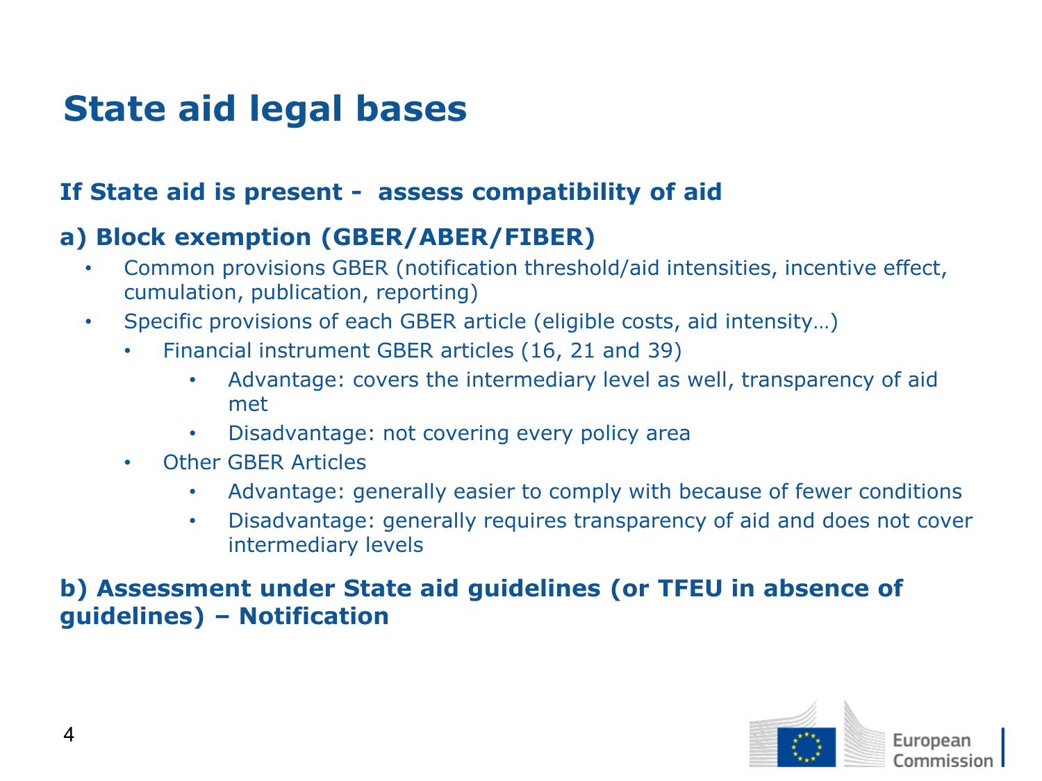# State aid legal bases

## If State aid is present - assess compatibility of aid

### a) Block exemption (GBER/ABER/FIBER)

- Common provisions GBER (notification threshold/aid intensities, incentive effect, cumulation, publication, reporting)
- Specific provisions of each GBER article (eligible costs, aid intensity…)
  - Financial instrument GBER articles (16, 21 and 39)
    - Advantage: covers the intermediary level as well, transparency of aid met
    - Disadvantage: not covering every policy area
  - Other GBER Articles
    - Advantage: generally easier to comply with because of fewer conditions
    - Disadvantage: generally requires transparency of aid and does not cover intermediary levels

### b) Assessment under State aid guidelines (or TFEU in absence of guidelines) – Notification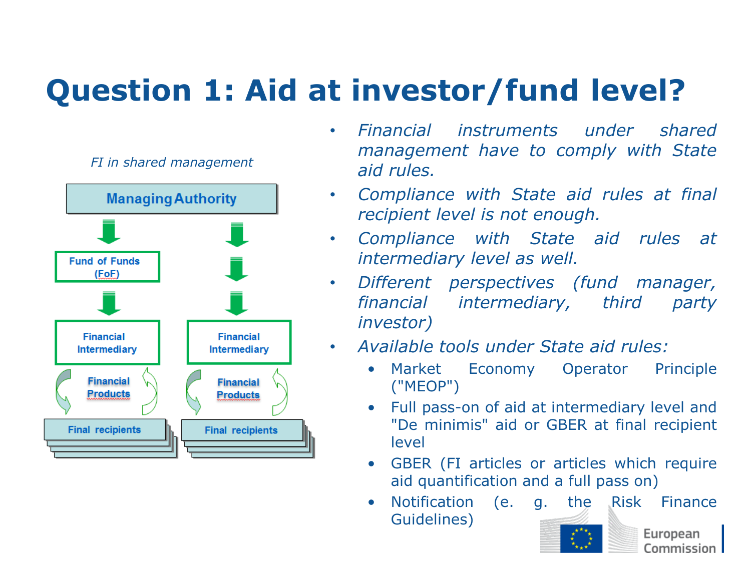# Question 1: Aid at investor/fund level?

*FI in shared management*

Managing Authority

Fund of Funds (FoF)

Financial Intermediary

Financial Intermediary

Financial Products

Financial Products

Final recipients

Final recipients

- *Financial instruments under shared management have to comply with State aid rules.*
- *Compliance with State aid rules at final recipient level is not enough.*
- *Compliance with State aid rules at intermediary level as well.*
- *Different perspectives (fund manager, financial intermediary, third party investor)*
- *Available tools under State aid rules:*
  - Market Economy Operator Principle ("MEOP")
  - Full pass-on of aid at intermediary level and "De minimis" aid or GBER at final recipient level
  - GBER (FI articles or articles which require aid quantification and a full pass on)
  - Notification (e. g. the Risk Finance Guidelines)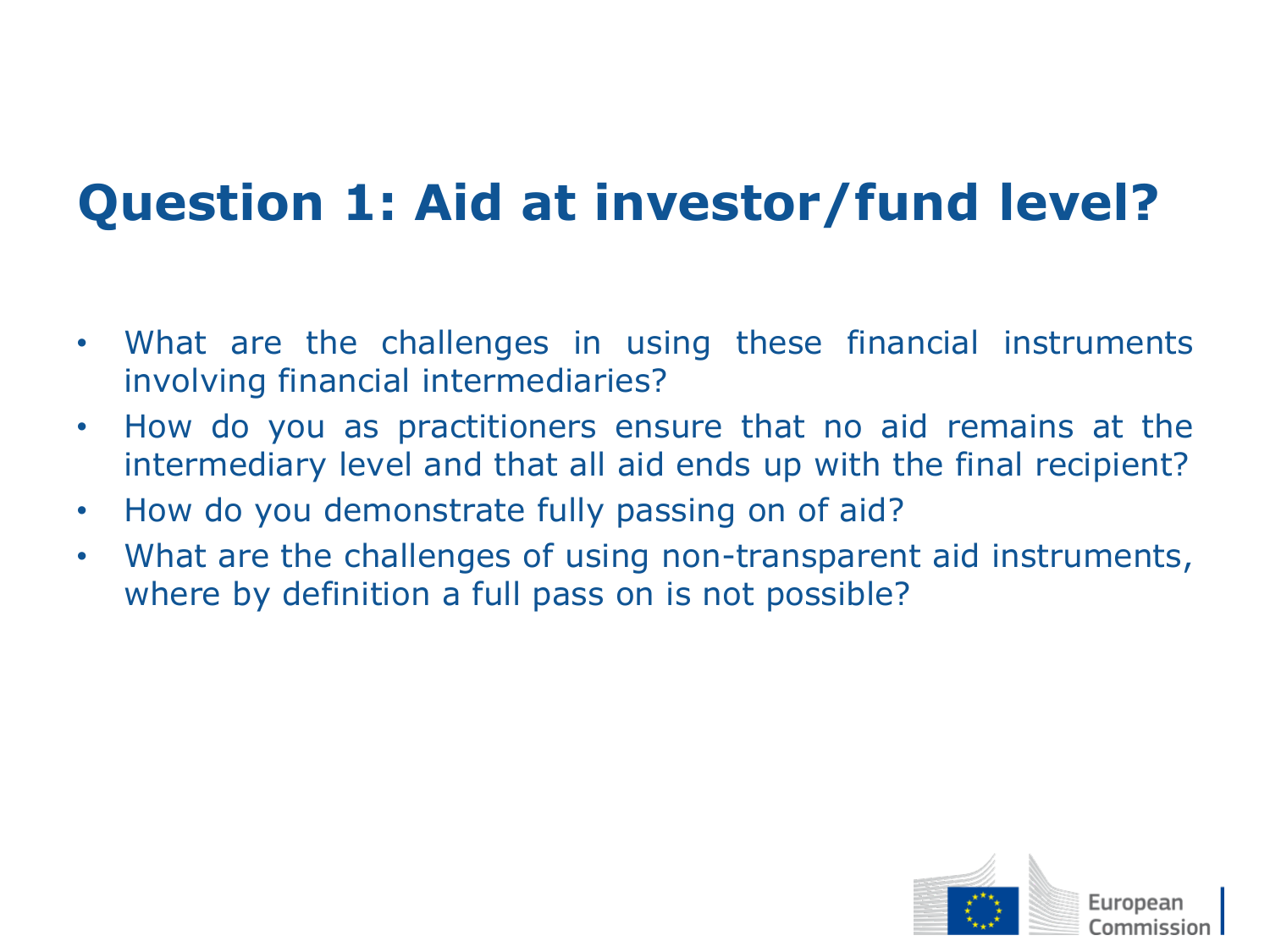# Question 1: Aid at investor/fund level?

- What are the challenges in using these financial instruments involving financial intermediaries?
- How do you as practitioners ensure that no aid remains at the intermediary level and that all aid ends up with the final recipient?
- How do you demonstrate fully passing on of aid?
- What are the challenges of using non-transparent aid instruments, where by definition a full pass on is not possible?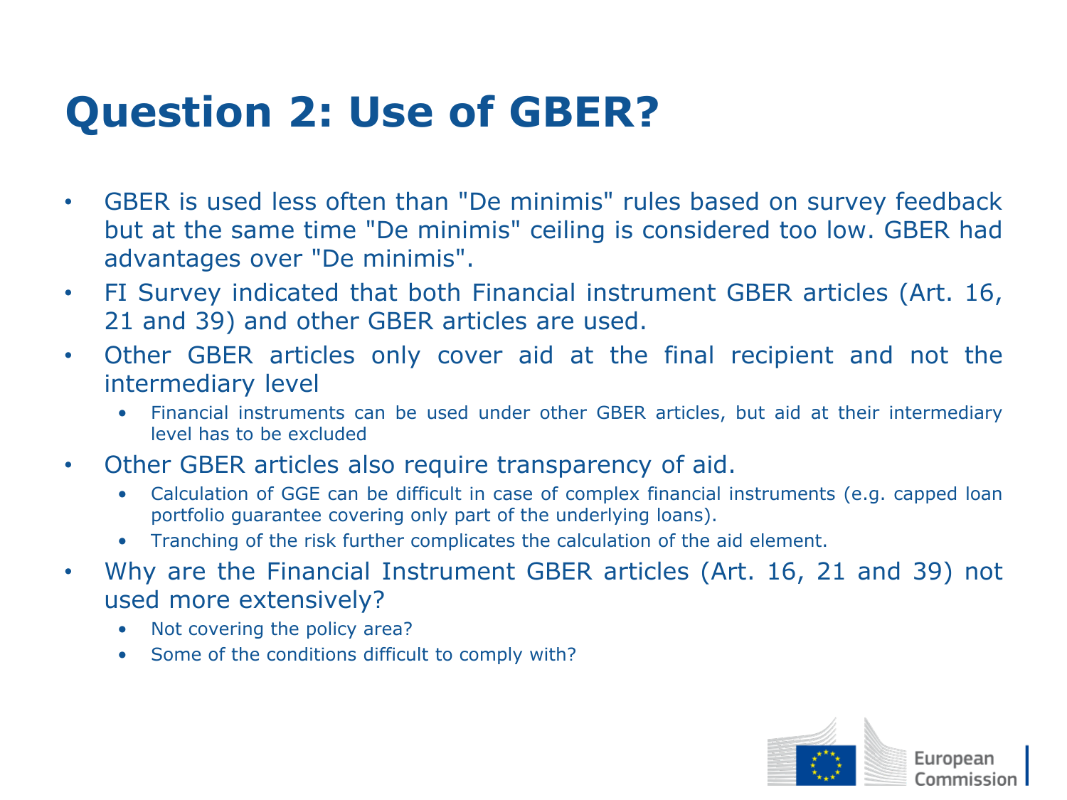# Question 2: Use of GBER?

- GBER is used less often than "De minimis" rules based on survey feedback but at the same time "De minimis" ceiling is considered too low. GBER had advantages over "De minimis".
- FI Survey indicated that both Financial instrument GBER articles (Art. 16, 21 and 39) and other GBER articles are used.
- Other GBER articles only cover aid at the final recipient and not the intermediary level
  - Financial instruments can be used under other GBER articles, but aid at their intermediary level has to be excluded
- Other GBER articles also require transparency of aid.
  - Calculation of GGE can be difficult in case of complex financial instruments (e.g. capped loan portfolio guarantee covering only part of the underlying loans).
  - Tranching of the risk further complicates the calculation of the aid element.
- Why are the Financial Instrument GBER articles (Art. 16, 21 and 39) not used more extensively?
  - Not covering the policy area?
  - Some of the conditions difficult to comply with?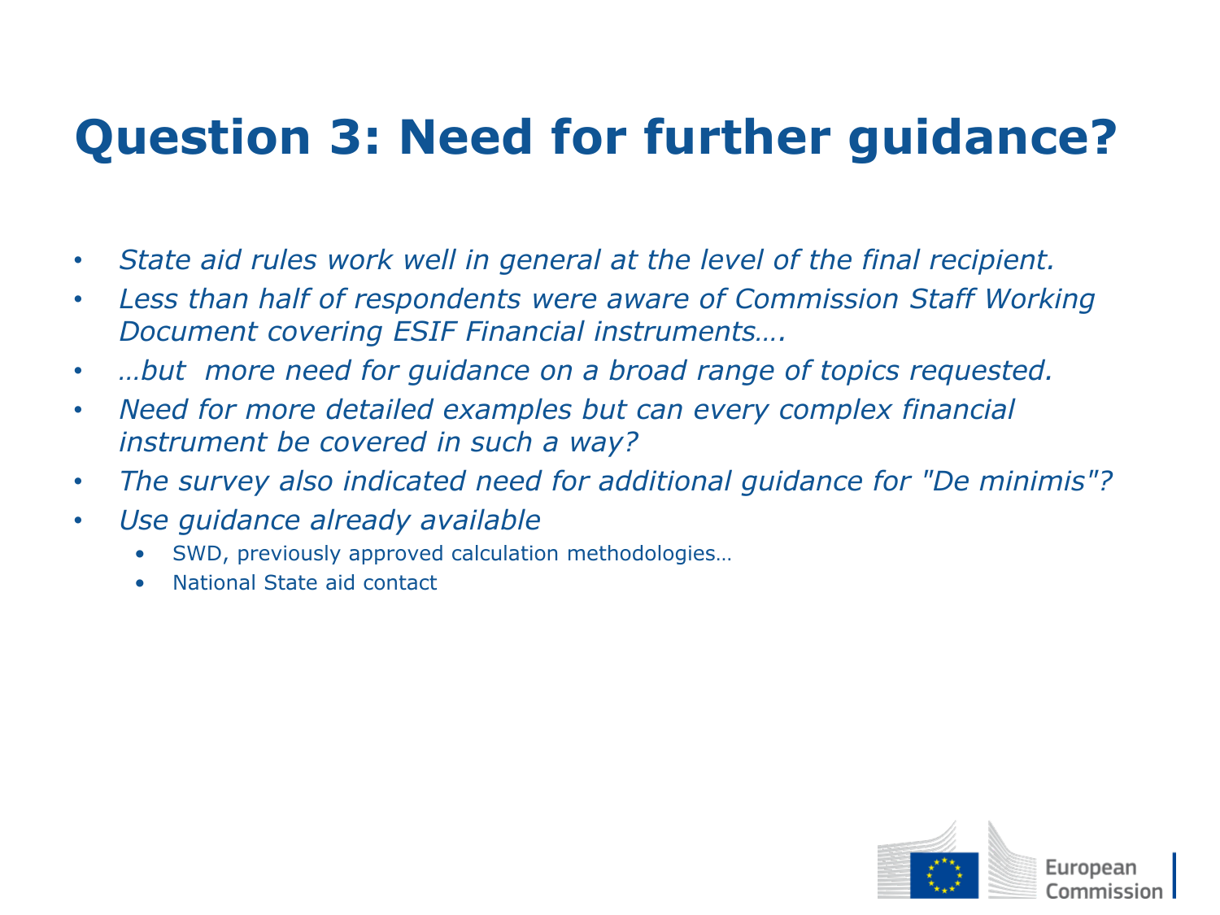# Question 3: Need for further guidance?

- *State aid rules work well in general at the level of the final recipient.*
- *Less than half of respondents were aware of Commission Staff Working Document covering ESIF Financial instruments….*
- *…but more need for guidance on a broad range of topics requested.*
- *Need for more detailed examples but can every complex financial instrument be covered in such a way?*
- *The survey also indicated need for additional guidance for "De minimis"?*
- *Use guidance already available*
  - SWD, previously approved calculation methodologies…
  - National State aid contact